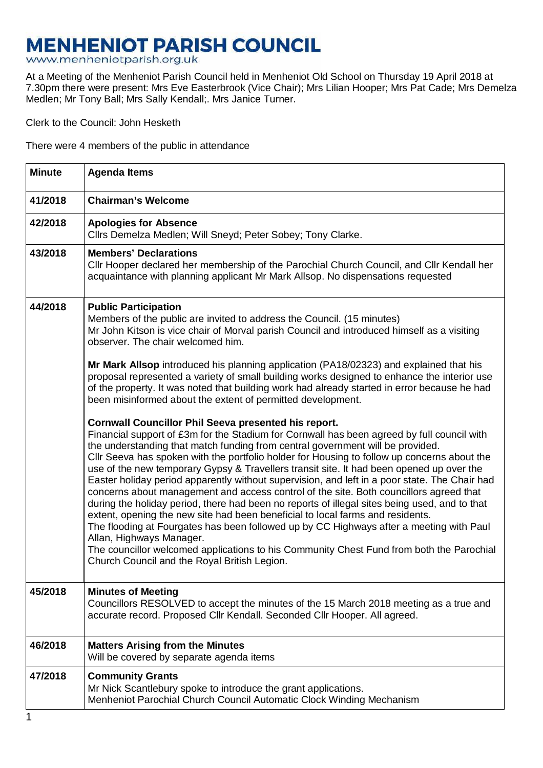# MENHENIOT PARISH COUNCIL

www.menheniotparish.org.uk

At a Meeting of the Menheniot Parish Council held in Menheniot Old School on Thursday 19 April 2018 at 7.30pm there were present: Mrs Eve Easterbrook (Vice Chair); Mrs Lilian Hooper; Mrs Pat Cade; Mrs Demelza Medlen; Mr Tony Ball; Mrs Sally Kendall;. Mrs Janice Turner.

Clerk to the Council: John Hesketh

There were 4 members of the public in attendance

| Minute | Agenda Items |
|---|---|
| 41/2018 | **Chairman's Welcome** |
| 42/2018 | **Apologies for Absence**<br>Cllrs Demelza Medlen; Will Sneyd; Peter Sobey; Tony Clarke. |
| 43/2018 | **Members' Declarations**<br>Cllr Hooper declared her membership of the Parochial Church Council, and Cllr Kendall her acquaintance with planning applicant Mr Mark Allsop. No dispensations requested |
| 44/2018 | **Public Participation**<br>Members of the public are invited to address the Council. (15 minutes)<br>Mr John Kitson is vice chair of Morval parish Council and introduced himself as a visiting observer. The chair welcomed him.<br><br>**Mr Mark Allsop** introduced his planning application (PA18/02323) and explained that his proposal represented a variety of small building works designed to enhance the interior use of the property. It was noted that building work had already started in error because he had been misinformed about the extent of permitted development.<br><br>**Cornwall Councillor Phil Seeva presented his report.**<br>Financial support of £3m for the Stadium for Cornwall has been agreed by full council with the understanding that match funding from central government will be provided.<br>Cllr Seeva has spoken with the portfolio holder for Housing to follow up concerns about the use of the new temporary Gypsy & Travellers transit site. It had been opened up over the Easter holiday period apparently without supervision, and left in a poor state. The Chair had concerns about management and access control of the site. Both councillors agreed that during the holiday period, there had been no reports of illegal sites being used, and to that extent, opening the new site had been beneficial to local farms and residents.<br>The flooding at Fourgates has been followed up by CC Highways after a meeting with Paul Allan, Highways Manager.<br>The councillor welcomed applications to his Community Chest Fund from both the Parochial Church Council and the Royal British Legion. |
| 45/2018 | **Minutes of Meeting**<br>Councillors RESOLVED to accept the minutes of the 15 March 2018 meeting as a true and accurate record. Proposed Cllr Kendall. Seconded Cllr Hooper. All agreed. |
| 46/2018 | **Matters Arising from the Minutes**<br>Will be covered by separate agenda items |
| 47/2018 | **Community Grants**<br>Mr Nick Scantlebury spoke to introduce the grant applications.<br>Menheniot Parochial Church Council Automatic Clock Winding Mechanism |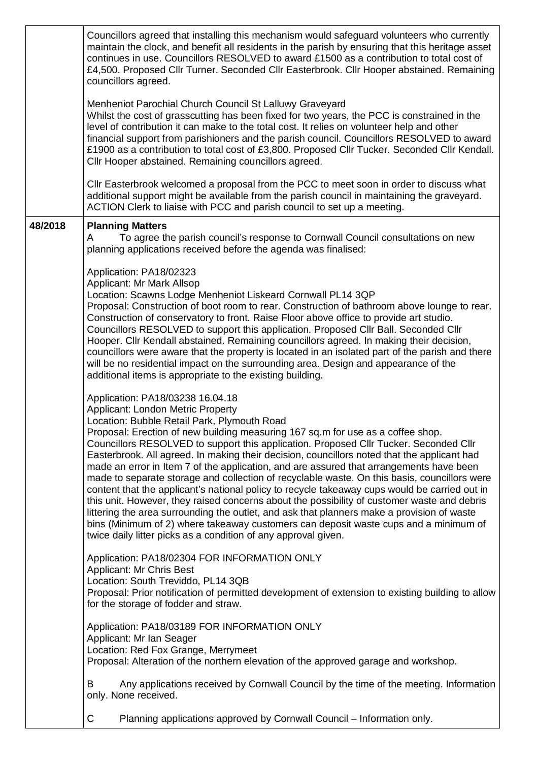| | |
|---|---|
| | Councillors agreed that installing this mechanism would safeguard volunteers who currently maintain the clock, and benefit all residents in the parish by ensuring that this heritage asset continues in use. Councillors RESOLVED to award £1500 as a contribution to total cost of £4,500. Proposed Cllr Turner. Seconded Cllr Easterbrook. Cllr Hooper abstained. Remaining councillors agreed.<br><br>Menheniot Parochial Church Council St Lalluwy Graveyard<br>Whilst the cost of grasscutting has been fixed for two years, the PCC is constrained in the level of contribution it can make to the total cost. It relies on volunteer help and other financial support from parishioners and the parish council. Councillors RESOLVED to award £1900 as a contribution to total cost of £3,800. Proposed Cllr Tucker. Seconded Cllr Kendall. Cllr Hooper abstained. Remaining councillors agreed.<br><br>Cllr Easterbrook welcomed a proposal from the PCC to meet soon in order to discuss what additional support might be available from the parish council in maintaining the graveyard. ACTION Clerk to liaise with PCC and parish council to set up a meeting. |
| **48/2018** | **Planning Matters**<br>A To agree the parish council's response to Cornwall Council consultations on new planning applications received before the agenda was finalised:<br><br>Application: PA18/02323<br>Applicant: Mr Mark Allsop<br>Location: Scawns Lodge Menheniot Liskeard Cornwall PL14 3QP<br>Proposal: Construction of boot room to rear. Construction of bathroom above lounge to rear. Construction of conservatory to front. Raise Floor above office to provide art studio.<br>Councillors RESOLVED to support this application. Proposed Cllr Ball. Seconded Cllr Hooper. Cllr Kendall abstained. Remaining councillors agreed. In making their decision, councillors were aware that the property is located in an isolated part of the parish and there will be no residential impact on the surrounding area. Design and appearance of the additional items is appropriate to the existing building.<br><br>Application: PA18/03238 16.04.18<br>Applicant: London Metric Property<br>Location: Bubble Retail Park, Plymouth Road<br>Proposal: Erection of new building measuring 167 sq.m for use as a coffee shop.<br>Councillors RESOLVED to support this application. Proposed Cllr Tucker. Seconded Cllr Easterbrook. All agreed. In making their decision, councillors noted that the applicant had made an error in Item 7 of the application, and are assured that arrangements have been made to separate storage and collection of recyclable waste. On this basis, councillors were content that the applicant's national policy to recycle takeaway cups would be carried out in this unit. However, they raised concerns about the possibility of customer waste and debris littering the area surrounding the outlet, and ask that planners make a provision of waste bins (Minimum of 2) where takeaway customers can deposit waste cups and a minimum of twice daily litter picks as a condition of any approval given.<br><br>Application: PA18/02304 FOR INFORMATION ONLY<br>Applicant: Mr Chris Best<br>Location: South Treviddo, PL14 3QB<br>Proposal: Prior notification of permitted development of extension to existing building to allow for the storage of fodder and straw.<br><br>Application: PA18/03189 FOR INFORMATION ONLY<br>Applicant: Mr Ian Seager<br>Location: Red Fox Grange, Merrymeet<br>Proposal: Alteration of the northern elevation of the approved garage and workshop.<br><br>B Any applications received by Cornwall Council by the time of the meeting. Information only. None received.<br><br>C Planning applications approved by Cornwall Council – Information only. |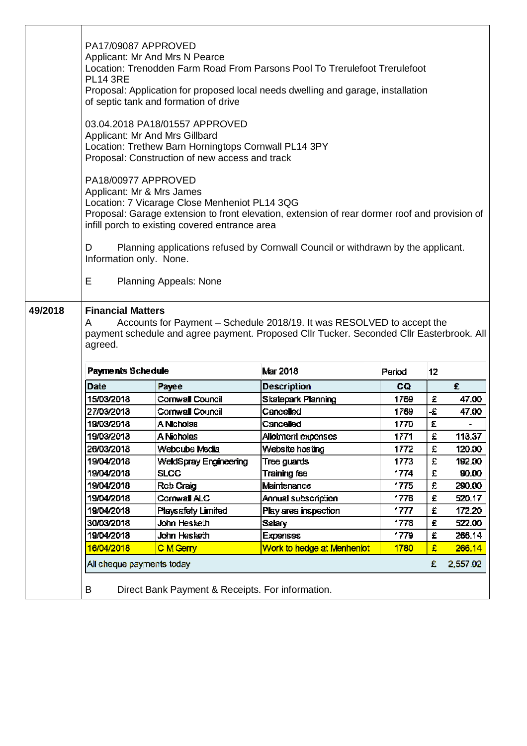PA17/09087 APPROVED
Applicant: Mr And Mrs N Pearce
Location: Trenodden Farm Road From Parsons Pool To Trerulefoot Trerulefoot PL14 3RE
Proposal: Application for proposed local needs dwelling and garage, installation of septic tank and formation of drive

03.04.2018 PA18/01557 APPROVED
Applicant: Mr And Mrs Gillbard
Location: Trethew Barn Horningtops Cornwall PL14 3PY
Proposal: Construction of new access and track

PA18/00977 APPROVED
Applicant: Mr & Mrs James
Location: 7 Vicarage Close Menheniot PL14 3QG
Proposal: Garage extension to front elevation, extension of rear dormer roof and provision of infill porch to existing covered entrance area

D Planning applications refused by Cornwall Council or withdrawn by the applicant. Information only. None.

E Planning Appeals: None

**49/2018** **Financial Matters**

A Accounts for Payment – Schedule 2018/19. It was RESOLVED to accept the payment schedule and agree payment. Proposed Cllr Tucker. Seconded Cllr Easterbrook. All agreed.

| Payments Schedule | | Mar 2018 | Period | 12 |
|---|---|---|---|---|
| **Date** | **Payee** | **Description** | **CQ** | **£** |
| 15/03/2018 | Cornwall Council | Skatepark Planning | 1769 | £ 47.00 |
| 27/03/2018 | Cornwall Council | Cancelled | 1769 | -£ 47.00 |
| 19/03/2018 | A Nicholas | Cancelled | 1770 | £ - |
| 19/03/2018 | A Nicholas | Allotment expenses | 1771 | £ 118.37 |
| 26/03/2018 | Webcube Media | Website hosting | 1772 | £ 120.00 |
| 19/04/2018 | WeldSpray Engineering | Tree guards | 1773 | £ 192.00 |
| 19/04/2018 | SLCC | Training fee | 1774 | £ 90.00 |
| 19/04/2018 | Rob Craig | Maintenance | 1775 | £ 290.00 |
| 19/04/2018 | Cornwall ALC | Annual subscription | 1776 | £ 520.17 |
| 19/04/2018 | Playsafety Limited | Play area inspection | 1777 | £ 172.20 |
| 30/03/2018 | John Hesketh | Salary | 1778 | £ 522.00 |
| 19/04/2018 | John Hesketh | Expenses | 1779 | £ 266.14 |
| 16/04/2018 | C M Gerry | Work to hedge at Menheniot | 1780 | £ 266.14 |
| All cheque payments today | | | | £ 2,557.02 |

B Direct Bank Payment & Receipts. For information.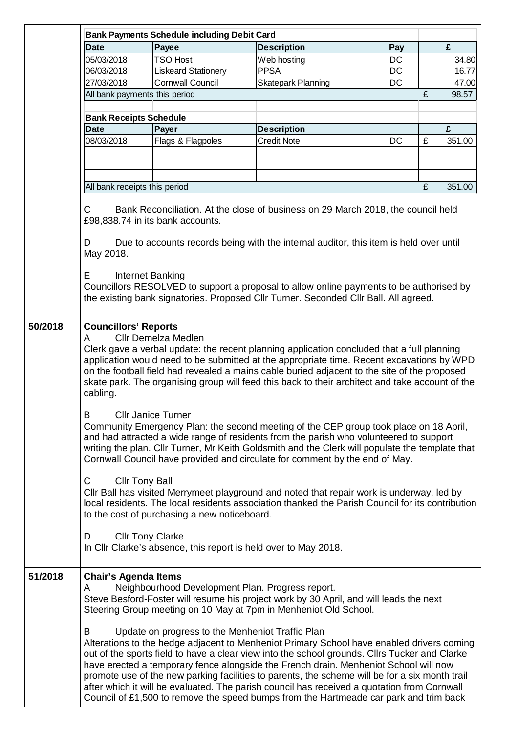| **Bank Payments Schedule including Debit Card** | | | | |
|---|---|---|---|---|
| **Date** | **Payee** | **Description** | **Pay** | **£** |
| 05/03/2018 | TSO Host | Web hosting | DC | 34.80 |
| 06/03/2018 | Liskeard Stationery | PPSA | DC | 16.77 |
| 27/03/2018 | Cornwall Council | Skatepark Planning | DC | 47.00 |
| All bank payments this period | | | | £ 98.57 |

| **Bank Receipts Schedule** | | | | |
|---|---|---|---|---|
| **Date** | **Payer** | **Description** | | **£** |
| 08/03/2018 | Flags & Flagpoles | Credit Note | DC | £ 351.00 |
| | | | | |
| | | | | |
| | | | | |
| All bank receipts this period | | | | £ 351.00 |

C Bank Reconciliation. At the close of business on 29 March 2018, the council held £98,838.74 in its bank accounts.

D Due to accounts records being with the internal auditor, this item is held over until May 2018.

E Internet Banking
Councillors RESOLVED to support a proposal to allow online payments to be authorised by the existing bank signatories. Proposed Cllr Turner. Seconded Cllr Ball. All agreed.

**50/2018 Councillors' Reports**

A Cllr Demelza Medlen
Clerk gave a verbal update: the recent planning application concluded that a full planning application would need to be submitted at the appropriate time. Recent excavations by WPD on the football field had revealed a mains cable buried adjacent to the site of the proposed skate park. The organising group will feed this back to their architect and take account of the cabling.

B Cllr Janice Turner
Community Emergency Plan: the second meeting of the CEP group took place on 18 April, and had attracted a wide range of residents from the parish who volunteered to support writing the plan. Cllr Turner, Mr Keith Goldsmith and the Clerk will populate the template that Cornwall Council have provided and circulate for comment by the end of May.

C Cllr Tony Ball
Cllr Ball has visited Merrymeet playground and noted that repair work is underway, led by local residents. The local residents association thanked the Parish Council for its contribution to the cost of purchasing a new noticeboard.

D Cllr Tony Clarke
In Cllr Clarke's absence, this report is held over to May 2018.

**51/2018 Chair's Agenda Items**

A Neighbourhood Development Plan. Progress report.
Steve Besford-Foster will resume his project work by 30 April, and will leads the next Steering Group meeting on 10 May at 7pm in Menheniot Old School.

B Update on progress to the Menheniot Traffic Plan
Alterations to the hedge adjacent to Menheniot Primary School have enabled drivers coming out of the sports field to have a clear view into the school grounds. Cllrs Tucker and Clarke have erected a temporary fence alongside the French drain. Menheniot School will now promote use of the new parking facilities to parents, the scheme will be for a six month trail after which it will be evaluated. The parish council has received a quotation from Cornwall Council of £1,500 to remove the speed bumps from the Hartmeade car park and trim back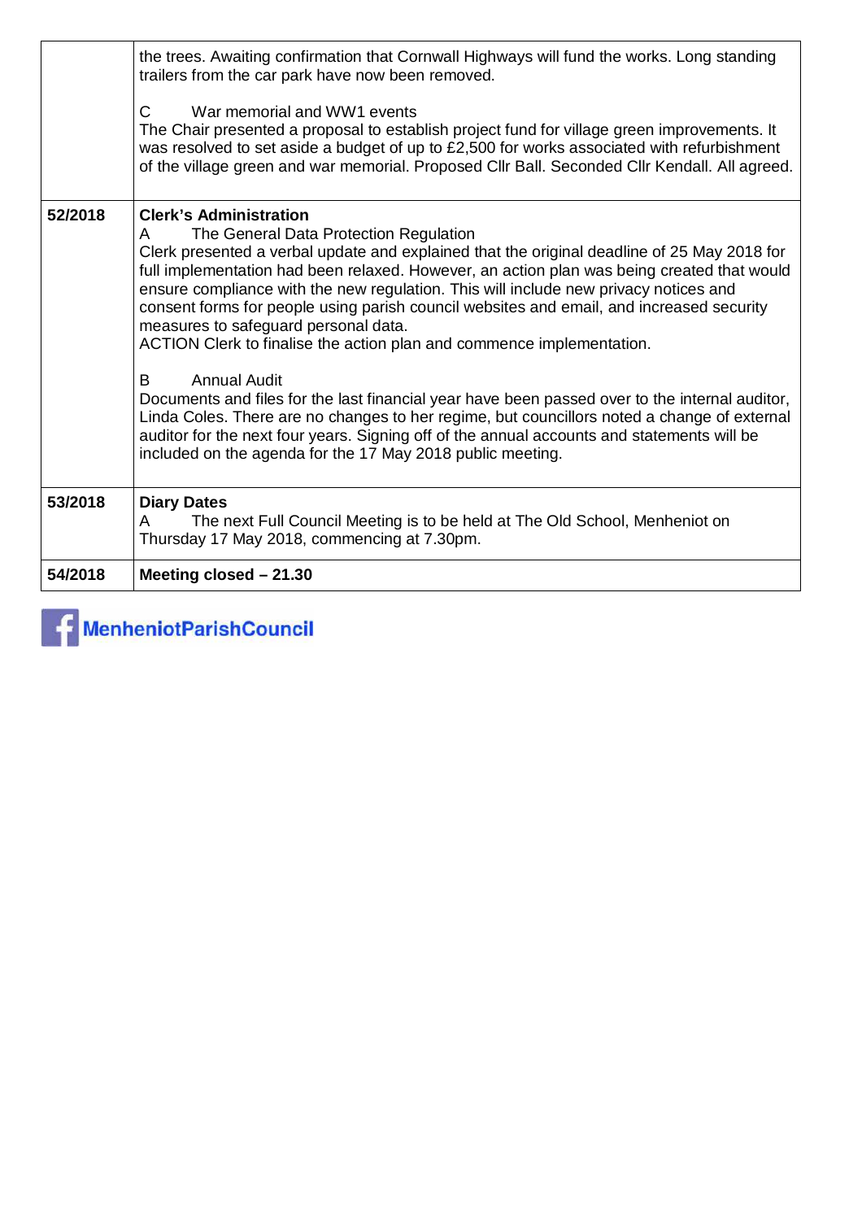| | |
|---|---|
| | the trees. Awaiting confirmation that Cornwall Highways will fund the works. Long standing trailers from the car park have now been removed.<br><br>C War memorial and WW1 events<br>The Chair presented a proposal to establish project fund for village green improvements. It was resolved to set aside a budget of up to £2,500 for works associated with refurbishment of the village green and war memorial. Proposed Cllr Ball. Seconded Cllr Kendall. All agreed. |
| **52/2018** | **Clerk's Administration**<br>A The General Data Protection Regulation<br>Clerk presented a verbal update and explained that the original deadline of 25 May 2018 for full implementation had been relaxed. However, an action plan was being created that would ensure compliance with the new regulation. This will include new privacy notices and consent forms for people using parish council websites and email, and increased security measures to safeguard personal data.<br>ACTION Clerk to finalise the action plan and commence implementation.<br><br>B Annual Audit<br>Documents and files for the last financial year have been passed over to the internal auditor, Linda Coles. There are no changes to her regime, but councillors noted a change of external auditor for the next four years. Signing off of the annual accounts and statements will be included on the agenda for the 17 May 2018 public meeting. |
| **53/2018** | **Diary Dates**<br>A The next Full Council Meeting is to be held at The Old School, Menheniot on Thursday 17 May 2018, commencing at 7.30pm. |
| **54/2018** | **Meeting closed – 21.30** |

MenheniotParishCouncil